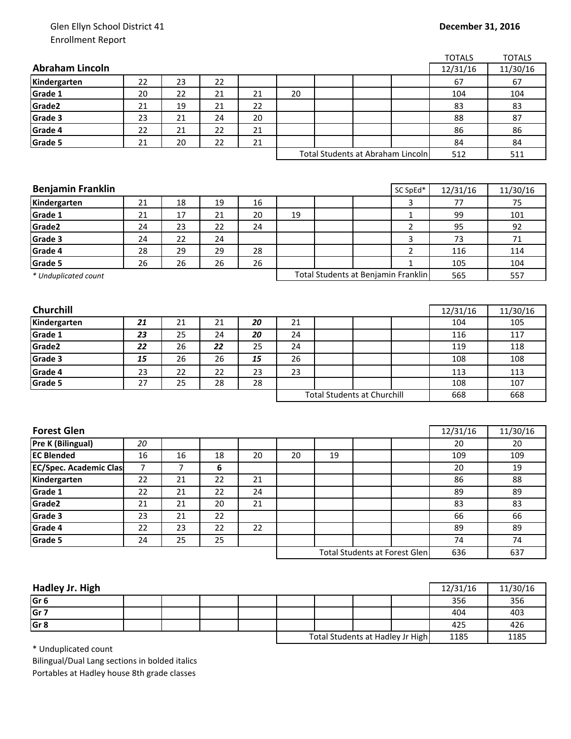Glen Ellyn School District 41
Enrollment Report

**December 31, 2016**

| **Abraham Lincoln** | | | | | | | | | TOTALS 12/31/16 | TOTALS 11/30/16 |
|---|---|---|---|---|---|---|---|---|---|---|
| **Kindergarten** | 22 | 23 | 22 | | | | | | 67 | 67 |
| **Grade 1** | 20 | 22 | 21 | 21 | 20 | | | | 104 | 104 |
| **Grade2** | 21 | 19 | 21 | 22 | | | | | 83 | 83 |
| **Grade 3** | 23 | 21 | 24 | 20 | | | | | 88 | 87 |
| **Grade 4** | 22 | 21 | 22 | 21 | | | | | 86 | 86 |
| **Grade 5** | 21 | 20 | 22 | 21 | | | | | 84 | 84 |
| | | | | | Total Students at Abraham Lincoln | | | | 512 | 511 |

| **Benjamin Franklin** | | | | | | | | SC SpEd* | 12/31/16 | 11/30/16 |
|---|---|---|---|---|---|---|---|---|---|---|
| **Kindergarten** | 21 | 18 | 19 | 16 | | | | 3 | 77 | 75 |
| **Grade 1** | 21 | 17 | 21 | 20 | 19 | | | 1 | 99 | 101 |
| **Grade2** | 24 | 23 | 22 | 24 | | | | 2 | 95 | 92 |
| **Grade 3** | 24 | 22 | 24 | | | | | 3 | 73 | 71 |
| **Grade 4** | 28 | 29 | 29 | 28 | | | | 2 | 116 | 114 |
| **Grade 5** | 26 | 26 | 26 | 26 | | | | 1 | 105 | 104 |
| *\* Unduplicated count* | | | | | Total Students at Benjamin Franklin | | | | 565 | 557 |

| **Churchill** | | | | | | | | | 12/31/16 | 11/30/16 |
|---|---|---|---|---|---|---|---|---|---|---|
| **Kindergarten** | ***21*** | 21 | 21 | ***20*** | 21 | | | | 104 | 105 |
| **Grade 1** | ***23*** | 25 | 24 | ***20*** | 24 | | | | 116 | 117 |
| **Grade2** | ***22*** | 26 | ***22*** | 25 | 24 | | | | 119 | 118 |
| **Grade 3** | ***15*** | 26 | 26 | ***15*** | 26 | | | | 108 | 108 |
| **Grade 4** | 23 | 22 | 22 | 23 | 23 | | | | 113 | 113 |
| **Grade 5** | 27 | 25 | 28 | 28 | | | | | 108 | 107 |
| | | | | | Total Students at Churchill | | | | 668 | 668 |

| **Forest Glen** | | | | | | | | | 12/31/16 | 11/30/16 |
|---|---|---|---|---|---|---|---|---|---|---|
| **Pre K (Bilingual)** | *20* | | | | | | | | 20 | 20 |
| **EC Blended** | 16 | 16 | 18 | 20 | 20 | 19 | | | 109 | 109 |
| **EC/Spec. Academic Clas** | 7 | 7 | **6** | | | | | | 20 | 19 |
| **Kindergarten** | 22 | 21 | 22 | 21 | | | | | 86 | 88 |
| **Grade 1** | 22 | 21 | 22 | 24 | | | | | 89 | 89 |
| **Grade2** | 21 | 21 | 20 | 21 | | | | | 83 | 83 |
| **Grade 3** | 23 | 21 | 22 | | | | | | 66 | 66 |
| **Grade 4** | 22 | 23 | 22 | 22 | | | | | 89 | 89 |
| **Grade 5** | 24 | 25 | 25 | | | | | | 74 | 74 |
| | | | | | Total Students at Forest Glen | | | | 636 | 637 |

| **Hadley Jr. High** | | | | | | | | | 12/31/16 | 11/30/16 |
|---|---|---|---|---|---|---|---|---|---|---|
| **Gr 6** | | | | | | | | | 356 | 356 |
| **Gr 7** | | | | | | | | | 404 | 403 |
| **Gr 8** | | | | | | | | | 425 | 426 |
| | | | | | Total Students at Hadley Jr High | | | | 1185 | 1185 |

\* Unduplicated count
Bilingual/Dual Lang sections in bolded italics
Portables at Hadley house 8th grade classes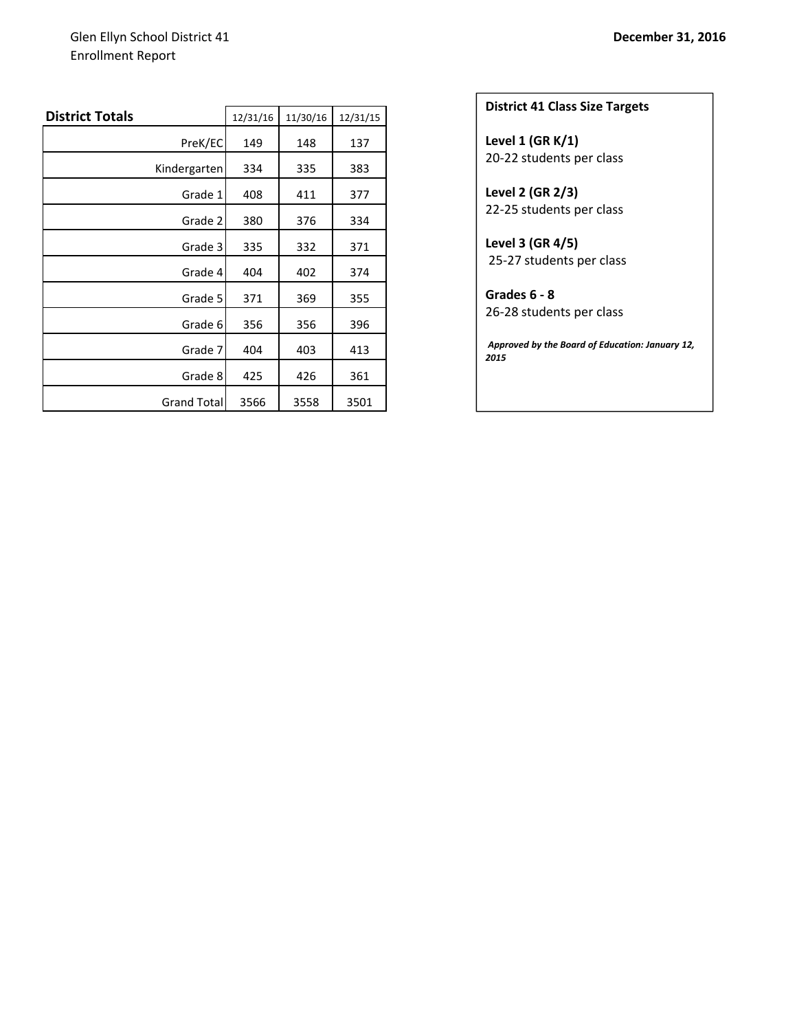Glen Ellyn School District 41
Enrollment Report

**December 31, 2016**

| **District Totals** | 12/31/16 | 11/30/16 | 12/31/15 |
|---|---|---|---|
| PreK/EC | 149 | 148 | 137 |
| Kindergarten | 334 | 335 | 383 |
| Grade 1 | 408 | 411 | 377 |
| Grade 2 | 380 | 376 | 334 |
| Grade 3 | 335 | 332 | 371 |
| Grade 4 | 404 | 402 | 374 |
| Grade 5 | 371 | 369 | 355 |
| Grade 6 | 356 | 356 | 396 |
| Grade 7 | 404 | 403 | 413 |
| Grade 8 | 425 | 426 | 361 |
| Grand Total | 3566 | 3558 | 3501 |

**District 41 Class Size Targets**

**Level 1 (GR K/1)**
20-22 students per class

**Level 2 (GR 2/3)**
22-25 students per class

**Level 3 (GR 4/5)**
25-27 students per class

**Grades 6 - 8**
26-28 students per class

***Approved by the Board of Education: January 12, 2015***